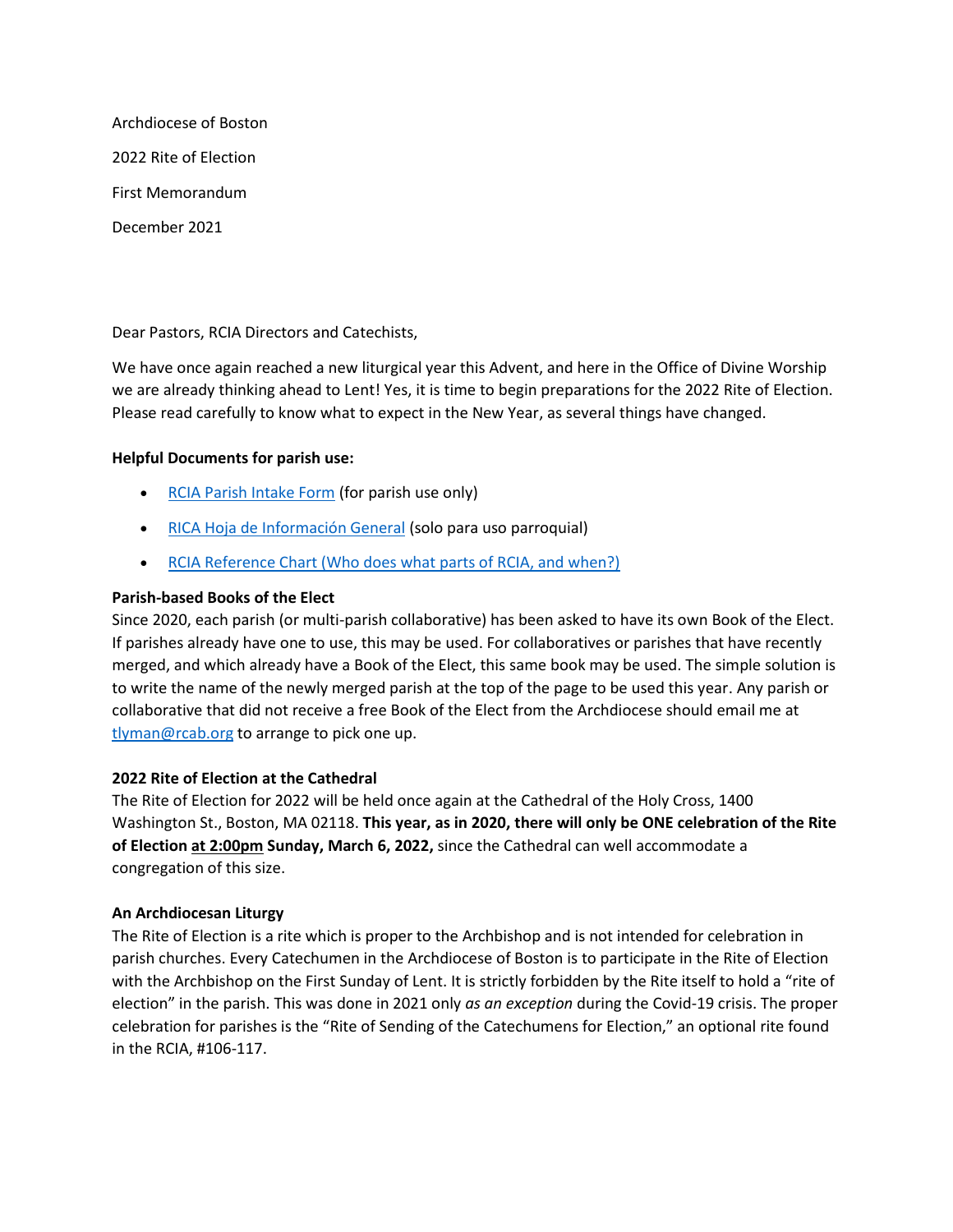Archdiocese of Boston

2022 Rite of Election

First Memorandum

December 2021

Dear Pastors, RCIA Directors and Catechists,

We have once again reached a new liturgical year this Advent, and here in the Office of Divine Worship we are already thinking ahead to Lent! Yes, it is time to begin preparations for the 2022 Rite of Election. Please read carefully to know what to expect in the New Year, as several things have changed.

**Helpful Documents for parish use:**

- RCIA Parish Intake Form (for parish use only)
- RICA Hoja de Información General (solo para uso parroquial)
- RCIA Reference Chart (Who does what parts of RCIA, and when?)

**Parish-based Books of the Elect**

Since 2020, each parish (or multi-parish collaborative) has been asked to have its own Book of the Elect. If parishes already have one to use, this may be used. For collaboratives or parishes that have recently merged, and which already have a Book of the Elect, this same book may be used. The simple solution is to write the name of the newly merged parish at the top of the page to be used this year. Any parish or collaborative that did not receive a free Book of the Elect from the Archdiocese should email me at tlyman@rcab.org to arrange to pick one up.

**2022 Rite of Election at the Cathedral**

The Rite of Election for 2022 will be held once again at the Cathedral of the Holy Cross, 1400 Washington St., Boston, MA 02118. **This year, as in 2020, there will only be ONE celebration of the Rite of Election <u>at 2:00pm</u> Sunday, March 6, 2022,** since the Cathedral can well accommodate a congregation of this size.

**An Archdiocesan Liturgy**

The Rite of Election is a rite which is proper to the Archbishop and is not intended for celebration in parish churches. Every Catechumen in the Archdiocese of Boston is to participate in the Rite of Election with the Archbishop on the First Sunday of Lent. It is strictly forbidden by the Rite itself to hold a "rite of election" in the parish. This was done in 2021 only *as an exception* during the Covid-19 crisis. The proper celebration for parishes is the "Rite of Sending of the Catechumens for Election," an optional rite found in the RCIA, #106-117.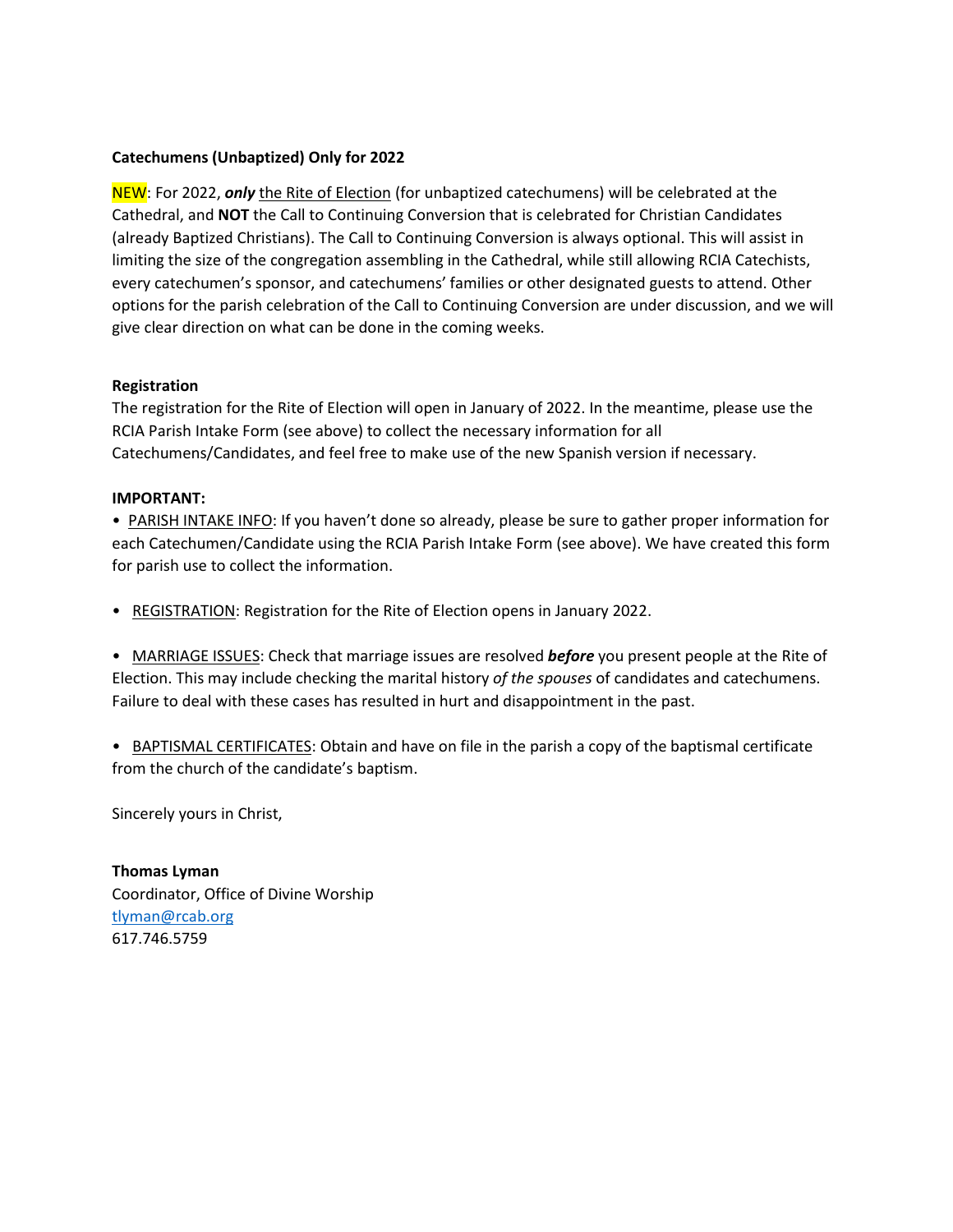**Catechumens (Unbaptized) Only for 2022**

NEW: For 2022, ***only*** the Rite of Election (for unbaptized catechumens) will be celebrated at the Cathedral, and **NOT** the Call to Continuing Conversion that is celebrated for Christian Candidates (already Baptized Christians). The Call to Continuing Conversion is always optional. This will assist in limiting the size of the congregation assembling in the Cathedral, while still allowing RCIA Catechists, every catechumen's sponsor, and catechumens' families or other designated guests to attend. Other options for the parish celebration of the Call to Continuing Conversion are under discussion, and we will give clear direction on what can be done in the coming weeks.

**Registration**

The registration for the Rite of Election will open in January of 2022. In the meantime, please use the RCIA Parish Intake Form (see above) to collect the necessary information for all Catechumens/Candidates, and feel free to make use of the new Spanish version if necessary.

**IMPORTANT:**

- PARISH INTAKE INFO: If you haven't done so already, please be sure to gather proper information for each Catechumen/Candidate using the RCIA Parish Intake Form (see above). We have created this form for parish use to collect the information.

- REGISTRATION: Registration for the Rite of Election opens in January 2022.

- MARRIAGE ISSUES: Check that marriage issues are resolved ***before*** you present people at the Rite of Election. This may include checking the marital history *of the spouses* of candidates and catechumens. Failure to deal with these cases has resulted in hurt and disappointment in the past.

- BAPTISMAL CERTIFICATES: Obtain and have on file in the parish a copy of the baptismal certificate from the church of the candidate's baptism.

Sincerely yours in Christ,

**Thomas Lyman**
Coordinator, Office of Divine Worship
tlyman@rcab.org
617.746.5759